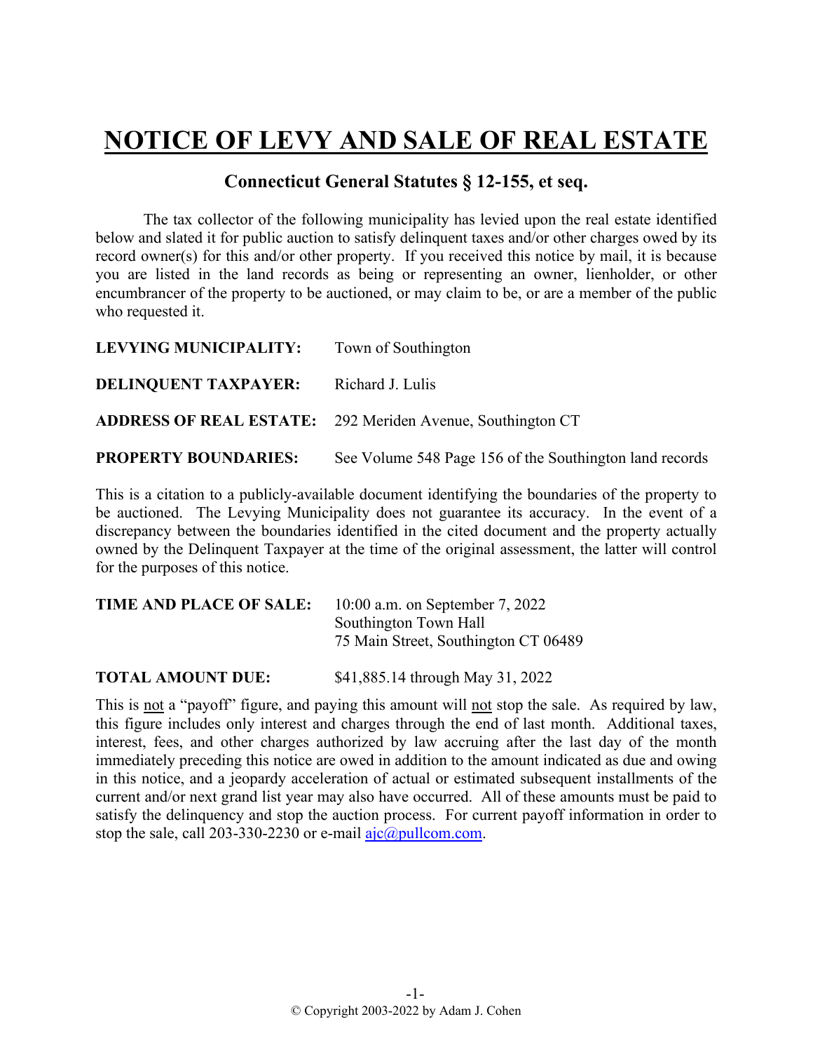# NOTICE OF LEVY AND SALE OF REAL ESTATE

## Connecticut General Statutes § 12-155, et seq.

The tax collector of the following municipality has levied upon the real estate identified below and slated it for public auction to satisfy delinquent taxes and/or other charges owed by its record owner(s) for this and/or other property. If you received this notice by mail, it is because you are listed in the land records as being or representing an owner, lienholder, or other encumbrancer of the property to be auctioned, or may claim to be, or are a member of the public who requested it.

**LEVYING MUNICIPALITY:** Town of Southington

**DELINQUENT TAXPAYER:** Richard J. Lulis

**ADDRESS OF REAL ESTATE:** 292 Meriden Avenue, Southington CT

**PROPERTY BOUNDARIES:** See Volume 548 Page 156 of the Southington land records

This is a citation to a publicly-available document identifying the boundaries of the property to be auctioned. The Levying Municipality does not guarantee its accuracy. In the event of a discrepancy between the boundaries identified in the cited document and the property actually owned by the Delinquent Taxpayer at the time of the original assessment, the latter will control for the purposes of this notice.

**TIME AND PLACE OF SALE:** 10:00 a.m. on September 7, 2022
Southington Town Hall
75 Main Street, Southington CT 06489

**TOTAL AMOUNT DUE:** $41,885.14 through May 31, 2022

This is not a "payoff" figure, and paying this amount will not stop the sale. As required by law, this figure includes only interest and charges through the end of last month. Additional taxes, interest, fees, and other charges authorized by law accruing after the last day of the month immediately preceding this notice are owed in addition to the amount indicated as due and owing in this notice, and a jeopardy acceleration of actual or estimated subsequent installments of the current and/or next grand list year may also have occurred. All of these amounts must be paid to satisfy the delinquency and stop the auction process. For current payoff information in order to stop the sale, call 203-330-2230 or e-mail ajc@pullcom.com.

© Copyright 2003-2022 by Adam J. Cohen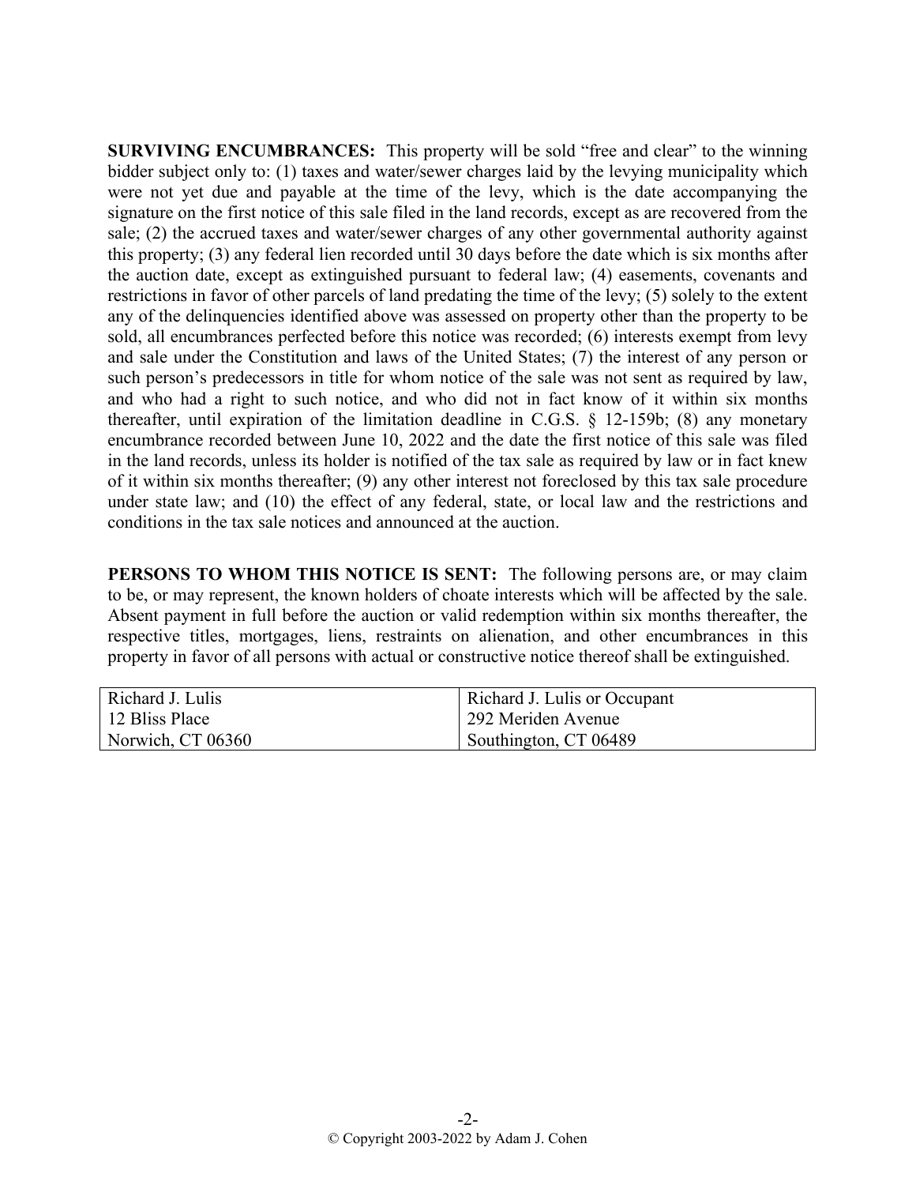**SURVIVING ENCUMBRANCES:** This property will be sold "free and clear" to the winning bidder subject only to: (1) taxes and water/sewer charges laid by the levying municipality which were not yet due and payable at the time of the levy, which is the date accompanying the signature on the first notice of this sale filed in the land records, except as are recovered from the sale; (2) the accrued taxes and water/sewer charges of any other governmental authority against this property; (3) any federal lien recorded until 30 days before the date which is six months after the auction date, except as extinguished pursuant to federal law; (4) easements, covenants and restrictions in favor of other parcels of land predating the time of the levy; (5) solely to the extent any of the delinquencies identified above was assessed on property other than the property to be sold, all encumbrances perfected before this notice was recorded; (6) interests exempt from levy and sale under the Constitution and laws of the United States; (7) the interest of any person or such person's predecessors in title for whom notice of the sale was not sent as required by law, and who had a right to such notice, and who did not in fact know of it within six months thereafter, until expiration of the limitation deadline in C.G.S. § 12-159b; (8) any monetary encumbrance recorded between June 10, 2022 and the date the first notice of this sale was filed in the land records, unless its holder is notified of the tax sale as required by law or in fact knew of it within six months thereafter; (9) any other interest not foreclosed by this tax sale procedure under state law; and (10) the effect of any federal, state, or local law and the restrictions and conditions in the tax sale notices and announced at the auction.

**PERSONS TO WHOM THIS NOTICE IS SENT:** The following persons are, or may claim to be, or may represent, the known holders of choate interests which will be affected by the sale. Absent payment in full before the auction or valid redemption within six months thereafter, the respective titles, mortgages, liens, restraints on alienation, and other encumbrances in this property in favor of all persons with actual or constructive notice thereof shall be extinguished.

| | |
|---|---|
| Richard J. Lulis<br>12 Bliss Place<br>Norwich, CT 06360 | Richard J. Lulis or Occupant<br>292 Meriden Avenue<br>Southington, CT 06489 |

© Copyright 2003-2022 by Adam J. Cohen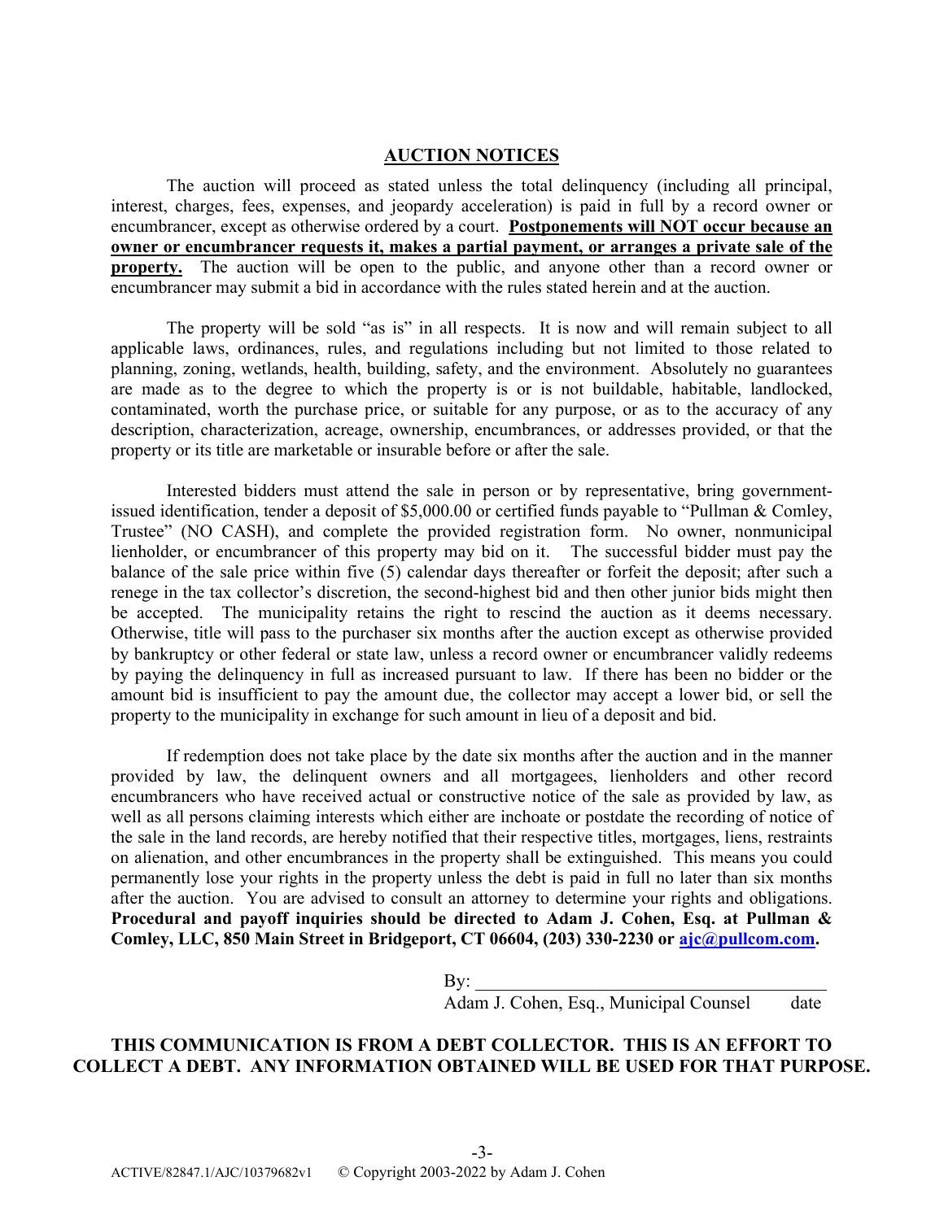## AUCTION NOTICES

The auction will proceed as stated unless the total delinquency (including all principal, interest, charges, fees, expenses, and jeopardy acceleration) is paid in full by a record owner or encumbrancer, except as otherwise ordered by a court. **Postponements will NOT occur because an owner or encumbrancer requests it, makes a partial payment, or arranges a private sale of the property.** The auction will be open to the public, and anyone other than a record owner or encumbrancer may submit a bid in accordance with the rules stated herein and at the auction.

The property will be sold "as is" in all respects. It is now and will remain subject to all applicable laws, ordinances, rules, and regulations including but not limited to those related to planning, zoning, wetlands, health, building, safety, and the environment. Absolutely no guarantees are made as to the degree to which the property is or is not buildable, habitable, landlocked, contaminated, worth the purchase price, or suitable for any purpose, or as to the accuracy of any description, characterization, acreage, ownership, encumbrances, or addresses provided, or that the property or its title are marketable or insurable before or after the sale.

Interested bidders must attend the sale in person or by representative, bring government-issued identification, tender a deposit of $5,000.00 or certified funds payable to "Pullman & Comley, Trustee" (NO CASH), and complete the provided registration form. No owner, nonmunicipal lienholder, or encumbrancer of this property may bid on it. The successful bidder must pay the balance of the sale price within five (5) calendar days thereafter or forfeit the deposit; after such a renege in the tax collector's discretion, the second-highest bid and then other junior bids might then be accepted. The municipality retains the right to rescind the auction as it deems necessary. Otherwise, title will pass to the purchaser six months after the auction except as otherwise provided by bankruptcy or other federal or state law, unless a record owner or encumbrancer validly redeems by paying the delinquency in full as increased pursuant to law. If there has been no bidder or the amount bid is insufficient to pay the amount due, the collector may accept a lower bid, or sell the property to the municipality in exchange for such amount in lieu of a deposit and bid.

If redemption does not take place by the date six months after the auction and in the manner provided by law, the delinquent owners and all mortgagees, lienholders and other record encumbrancers who have received actual or constructive notice of the sale as provided by law, as well as all persons claiming interests which either are inchoate or postdate the recording of notice of the sale in the land records, are hereby notified that their respective titles, mortgages, liens, restraints on alienation, and other encumbrances in the property shall be extinguished. This means you could permanently lose your rights in the property unless the debt is paid in full no later than six months after the auction. You are advised to consult an attorney to determine your rights and obligations. **Procedural and payoff inquiries should be directed to Adam J. Cohen, Esq. at Pullman & Comley, LLC, 850 Main Street in Bridgeport, CT 06604, (203) 330-2230 or ajc@pullcom.com.**

By: ___________________________________

Adam J. Cohen, Esq., Municipal Counsel date

**THIS COMMUNICATION IS FROM A DEBT COLLECTOR. THIS IS AN EFFORT TO COLLECT A DEBT. ANY INFORMATION OBTAINED WILL BE USED FOR THAT PURPOSE.**

ACTIVE/82847.1/AJC/10379682v1 © Copyright 2003-2022 by Adam J. Cohen